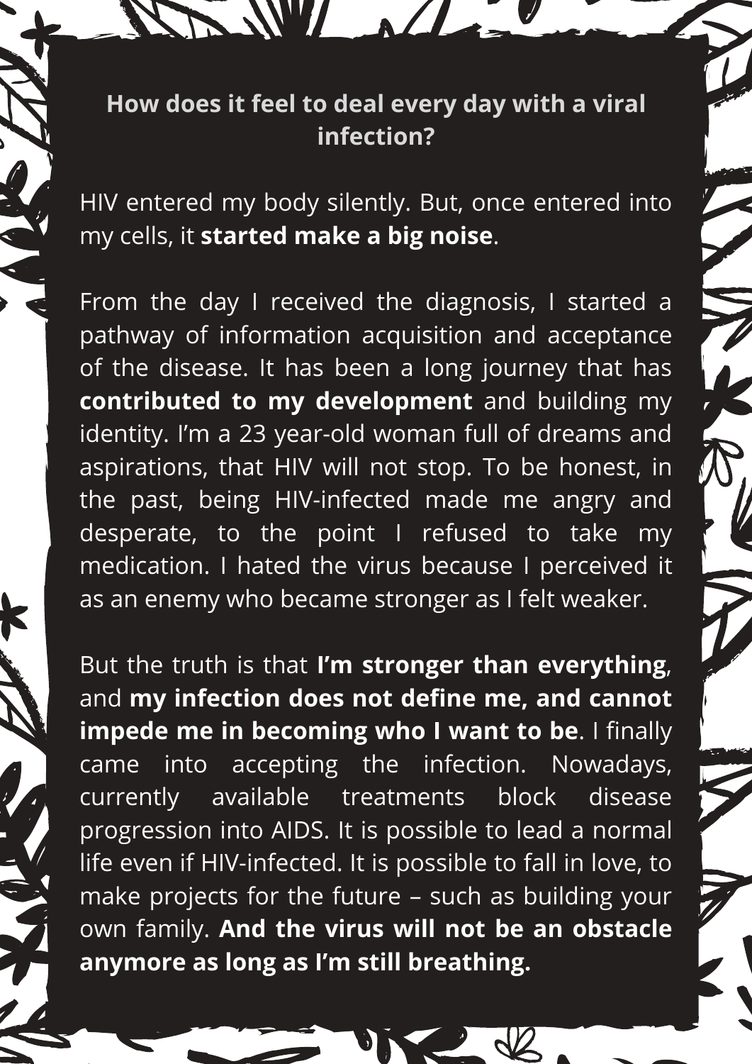**How does it feel to deal every day with a viral infection?**

HIV entered my body silently. But, once entered into my cells, it **started make a big noise**.

From the day I received the diagnosis, I started a pathway of information acquisition and acceptance of the disease. It has been a long journey that has **contributed to my development** and building my identity. I'm a 23 year-old woman full of dreams and aspirations, that HIV will not stop. To be honest, in the past, being HIV-infected made me angry and desperate, to the point I refused to take my medication. I hated the virus because I perceived it as an enemy who became stronger as I felt weaker.

But the truth is that **I'm stronger than everything**, and **my infection does not define me, and cannot impede me in becoming who I want to be**. I finally came into accepting the infection. Nowadays, currently available treatments block disease progression into AIDS. It is possible to lead a normal life even if HIV-infected. It is possible to fall in love, to make projects for the future – such as building your own family. **And the virus will not be an obstacle anymore as long as I'm still breathing.**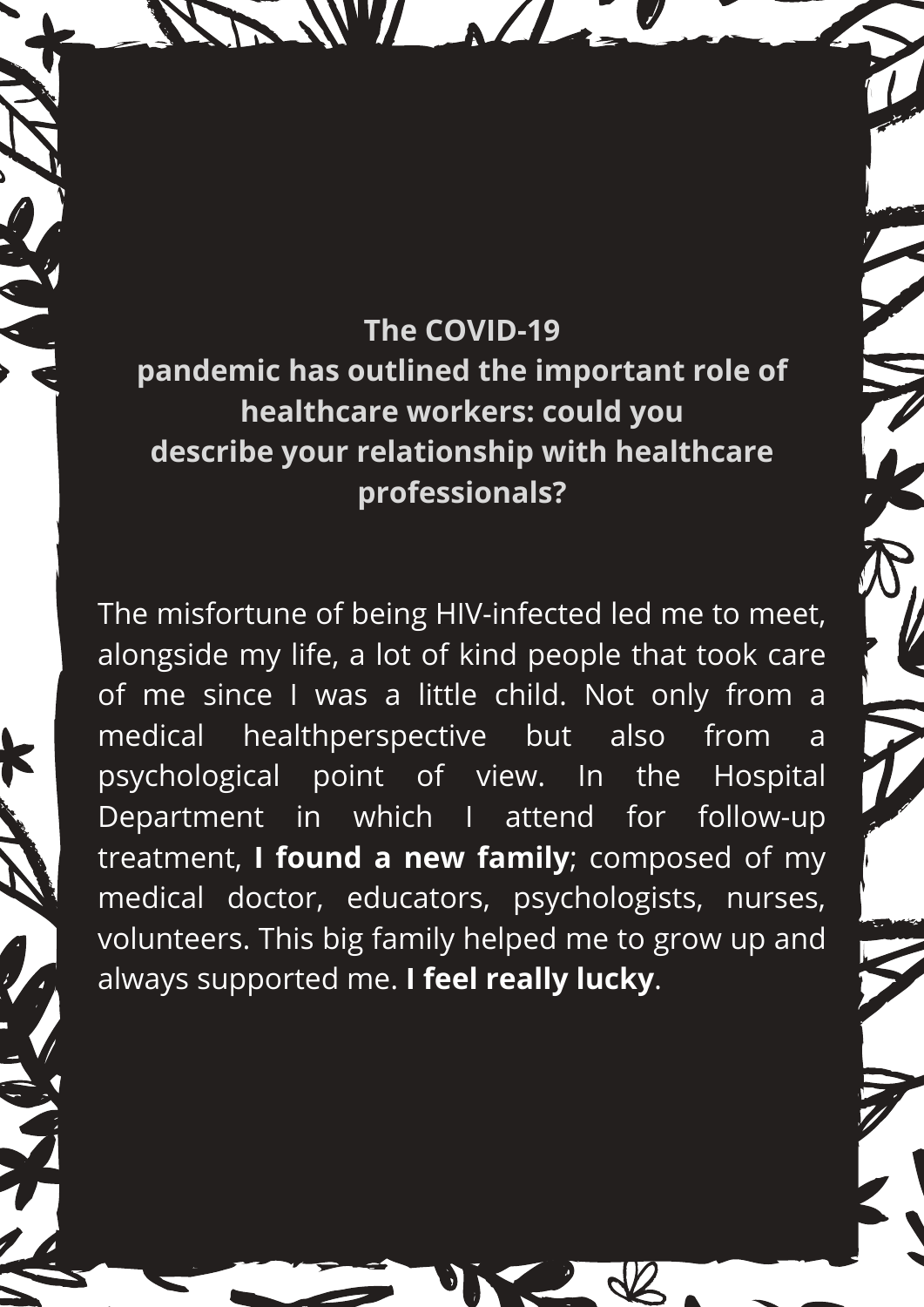**The COVID-19 pandemic has outlined the important role of healthcare workers: could you describe your relationship with healthcare professionals?**

The misfortune of being HIV-infected led me to meet, alongside my life, a lot of kind people that took care of me since I was a little child. Not only from a medical healthperspective but also from a psychological point of view. In the Hospital Department in which I attend for follow-up treatment, **I found a new family**; composed of my medical doctor, educators, psychologists, nurses, volunteers. This big family helped me to grow up and always supported me. **I feel really lucky**.